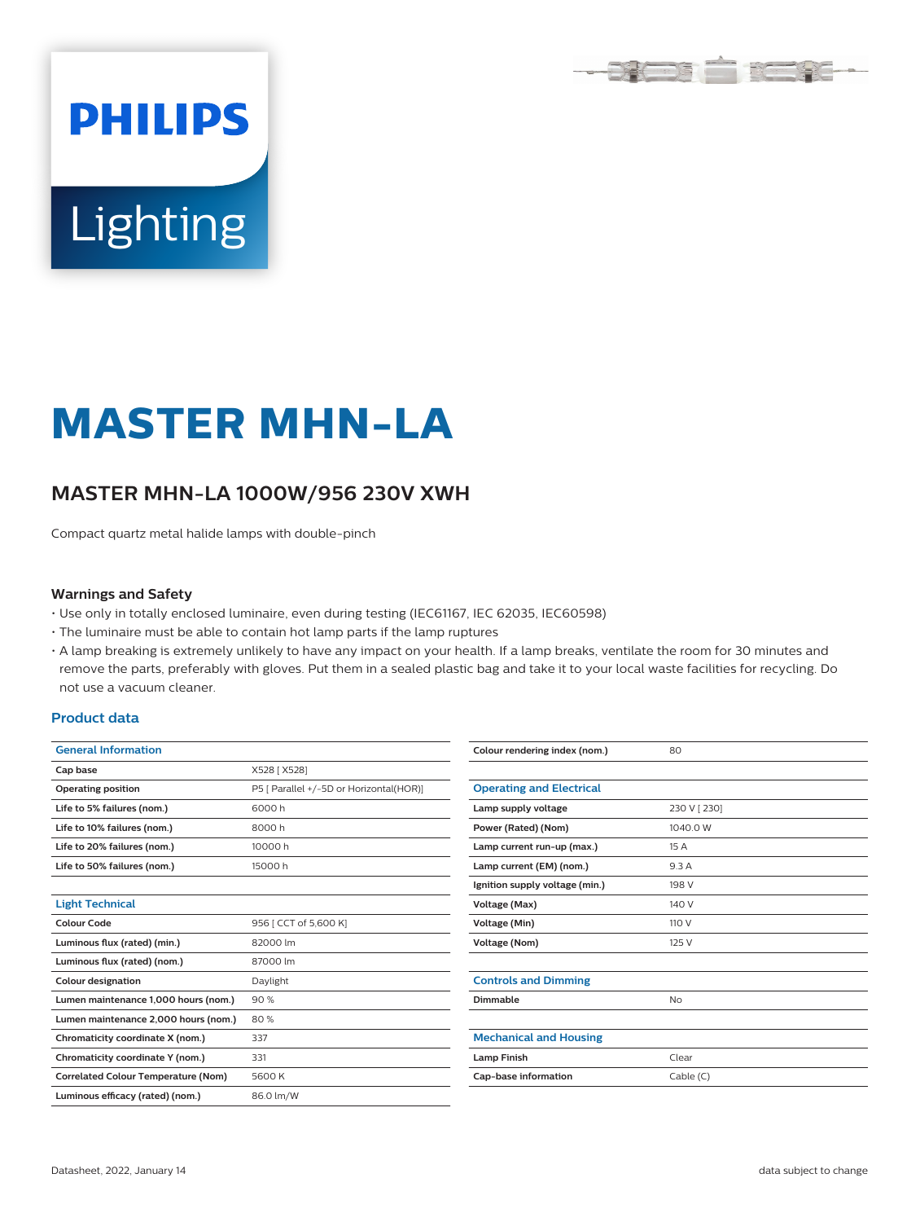# MASTER MHN-LA

## MASTER MHN-LA 1000W/956 230V XWH

Compact quartz metal halide lamps with double-pinch

### Warnings and Safety

- Use only in totally enclosed luminaire, even during testing (IEC61167, IEC 62035, IEC60598)
- The luminaire must be able to contain hot lamp parts if the lamp ruptures
- A lamp breaking is extremely unlikely to have any impact on your health. If a lamp breaks, ventilate the room for 30 minutes and remove the parts, preferably with gloves. Put them in a sealed plastic bag and take it to your local waste facilities for recycling. Do not use a vacuum cleaner.

### Product data

| General Information | |
|---|---|
| Cap base | X528 [ X528] |
| Operating position | P5 [ Parallel +/-5D or Horizontal(HOR)] |
| Life to 5% failures (nom.) | 6000 h |
| Life to 10% failures (nom.) | 8000 h |
| Life to 20% failures (nom.) | 10000 h |
| Life to 50% failures (nom.) | 15000 h |

| Light Technical | |
|---|---|
| Colour Code | 956 [ CCT of 5,600 K] |
| Luminous flux (rated) (min.) | 82000 lm |
| Luminous flux (rated) (nom.) | 87000 lm |
| Colour designation | Daylight |
| Lumen maintenance 1,000 hours (nom.) | 90 % |
| Lumen maintenance 2,000 hours (nom.) | 80 % |
| Chromaticity coordinate X (nom.) | 337 |
| Chromaticity coordinate Y (nom.) | 331 |
| Correlated Colour Temperature (Nom) | 5600 K |
| Luminous efficacy (rated) (nom.) | 86.0 lm/W |
| Colour rendering index (nom.) | 80 |

| Operating and Electrical | |
|---|---|
| Lamp supply voltage | 230 V [ 230] |
| Power (Rated) (Nom) | 1040.0 W |
| Lamp current run-up (max.) | 15 A |
| Lamp current (EM) (nom.) | 9.3 A |
| Ignition supply voltage (min.) | 198 V |
| Voltage (Max) | 140 V |
| Voltage (Min) | 110 V |
| Voltage (Nom) | 125 V |

| Controls and Dimming | |
|---|---|
| Dimmable | No |

| Mechanical and Housing | |
|---|---|
| Lamp Finish | Clear |
| Cap-base information | Cable (C) |

Datasheet, 2022, January 14 — data subject to change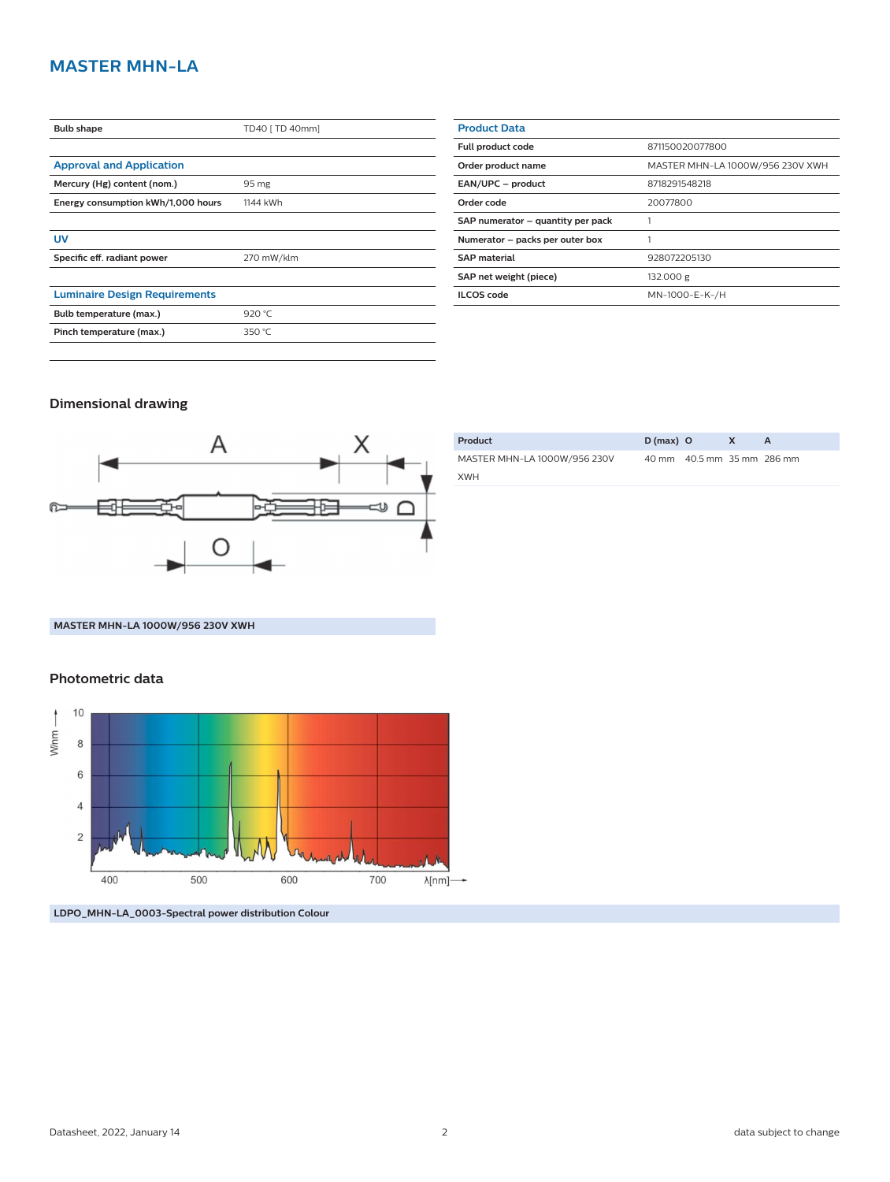# MASTER MHN-LA

| Bulb shape | TD40 [ TD 40mm] |
|---|---|

## Approval and Application

| | |
|---|---|
| Mercury (Hg) content (nom.) | 95 mg |
| Energy consumption kWh/1,000 hours | 1144 kWh |

## UV

| | |
|---|---|
| Specific eff. radiant power | 270 mW/klm |

## Luminaire Design Requirements

| | |
|---|---|
| Bulb temperature (max.) | 920 °C |
| Pinch temperature (max.) | 350 °C |

## Product Data

| | |
|---|---|
| Full product code | 871150020077800 |
| Order product name | MASTER MHN-LA 1000W/956 230V XWH |
| EAN/UPC – product | 8718291548218 |
| Order code | 20077800 |
| SAP numerator – quantity per pack | 1 |
| Numerator – packs per outer box | 1 |
| SAP material | 928072205130 |
| SAP net weight (piece) | 132.000 g |
| ILCOS code | MN-1000-E-K-/H |

## Dimensional drawing

| Product | D (max) | O | X | A |
|---|---|---|---|---|
| MASTER MHN-LA 1000W/956 230V XWH | 40 mm | 40.5 mm | 35 mm | 286 mm |

MASTER MHN-LA 1000W/956 230V XWH

## Photometric data

LDPO_MHN-LA_0003-Spectral power distribution Colour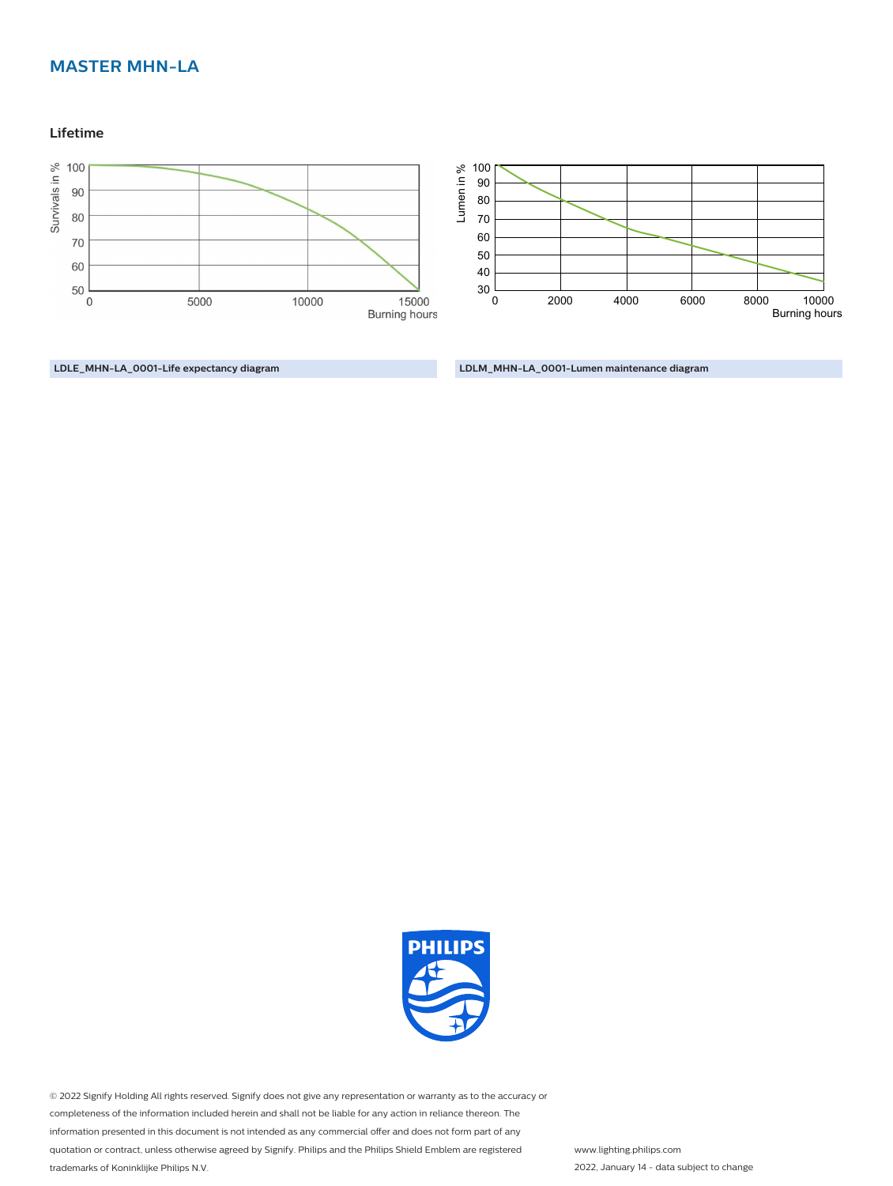## MASTER MHN-LA

### Lifetime

Survivals in %
100
90
80
70
60
50
0
5000
10000
15000
Burning hours

Lumen in %
100
90
80
70
60
50
40
30
0
2000
4000
6000
8000
10000
Burning hours

**LDLE_MHN-LA_0001-Life expectancy diagram**

**LDLM_MHN-LA_0001-Lumen maintenance diagram**

© 2022 Signify Holding All rights reserved. Signify does not give any representation or warranty as to the accuracy or completeness of the information included herein and shall not be liable for any action in reliance thereon. The information presented in this document is not intended as any commercial offer and does not form part of any quotation or contract, unless otherwise agreed by Signify. Philips and the Philips Shield Emblem are registered trademarks of Koninklijke Philips N.V.

www.lighting.philips.com

2022, January 14 - data subject to change